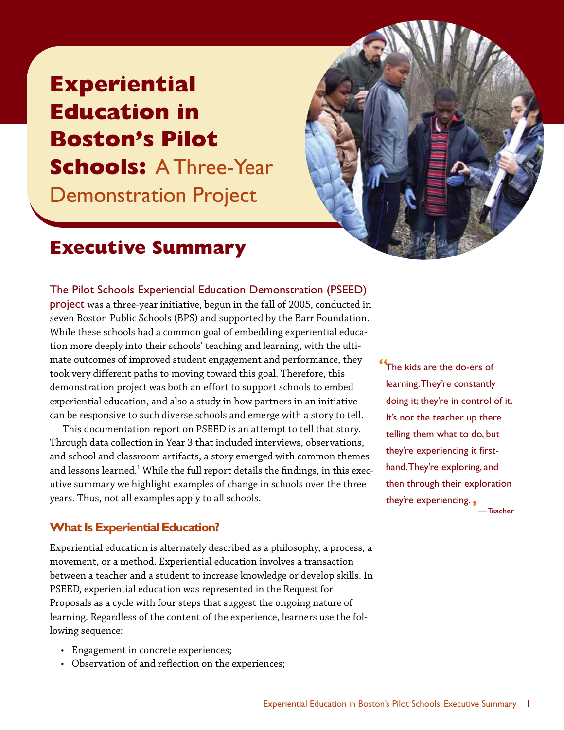# Experiential Education in Boston's Pilot Schools: A Three-Year Demonstration Project

## Executive Summary

The Pilot Schools Experiential Education Demonstration (PSEED) project was a three-year initiative, begun in the fall of 2005, conducted in seven Boston Public Schools (BPS) and supported by the Barr Foundation. While these schools had a common goal of embedding experiential education more deeply into their schools' teaching and learning, with the ultimate outcomes of improved student engagement and performance, they took very different paths to moving toward this goal. Therefore, this demonstration project was both an effort to support schools to embed experiential education, and also a study in how partners in an initiative can be responsive to such diverse schools and emerge with a story to tell.

This documentation report on PSEED is an attempt to tell that story. Through data collection in Year 3 that included interviews, observations, and school and classroom artifacts, a story emerged with common themes and lessons learned.[1] While the full report details the findings, in this executive summary we highlight examples of change in schools over the three years. Thus, not all examples apply to all schools.

> "The kids are the do-ers of learning. They're constantly doing it; they're in control of it. It's not the teacher up there telling them what to do, but they're experiencing it first-hand. They're exploring, and then through their exploration they're experiencing."
>
> —Teacher

### What Is Experiential Education?

Experiential education is alternately described as a philosophy, a process, a movement, or a method. Experiential education involves a transaction between a teacher and a student to increase knowledge or develop skills. In PSEED, experiential education was represented in the Request for Proposals as a cycle with four steps that suggest the ongoing nature of learning. Regardless of the content of the experience, learners use the following sequence:

- Engagement in concrete experiences;
- Observation of and reflection on the experiences;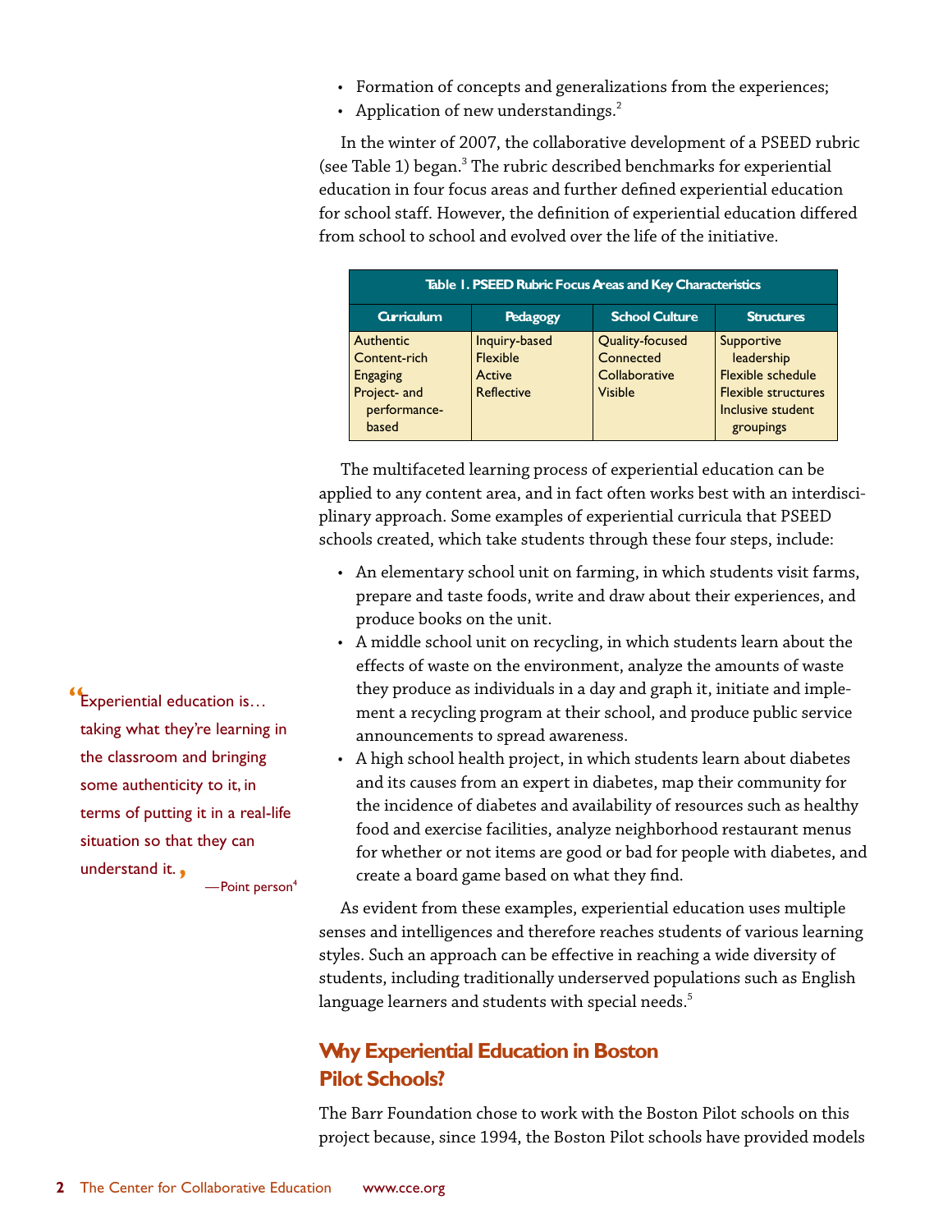- Formation of concepts and generalizations from the experiences;
- Application of new understandings.[2]

In the winter of 2007, the collaborative development of a PSEED rubric (see Table 1) began.[3] The rubric described benchmarks for experiential education in four focus areas and further defined experiential education for school staff. However, the definition of experiential education differed from school to school and evolved over the life of the initiative.

**Table 1. PSEED Rubric Focus Areas and Key Characteristics**

| Curriculum | Pedagogy | School Culture | Structures |
|---|---|---|---|
| Authentic<br>Content-rich<br>Engaging<br>Project- and performance-based | Inquiry-based<br>Flexible<br>Active<br>Reflective | Quality-focused<br>Connected<br>Collaborative<br>Visible | Supportive leadership<br>Flexible schedule<br>Flexible structures<br>Inclusive student groupings |

The multifaceted learning process of experiential education can be applied to any content area, and in fact often works best with an interdisciplinary approach. Some examples of experiential curricula that PSEED schools created, which take students through these four steps, include:

- An elementary school unit on farming, in which students visit farms, prepare and taste foods, write and draw about their experiences, and produce books on the unit.
- A middle school unit on recycling, in which students learn about the effects of waste on the environment, analyze the amounts of waste they produce as individuals in a day and graph it, initiate and implement a recycling program at their school, and produce public service announcements to spread awareness.
- A high school health project, in which students learn about diabetes and its causes from an expert in diabetes, map their community for the incidence of diabetes and availability of resources such as healthy food and exercise facilities, analyze neighborhood restaurant menus for whether or not items are good or bad for people with diabetes, and create a board game based on what they find.

> "Experiential education is… taking what they're learning in the classroom and bringing some authenticity to it, in terms of putting it in a real-life situation so that they can understand it."
>
> —Point person[4]

As evident from these examples, experiential education uses multiple senses and intelligences and therefore reaches students of various learning styles. Such an approach can be effective in reaching a wide diversity of students, including traditionally underserved populations such as English language learners and students with special needs.[5]

## Why Experiential Education in Boston Pilot Schools?

The Barr Foundation chose to work with the Boston Pilot schools on this project because, since 1994, the Boston Pilot schools have provided models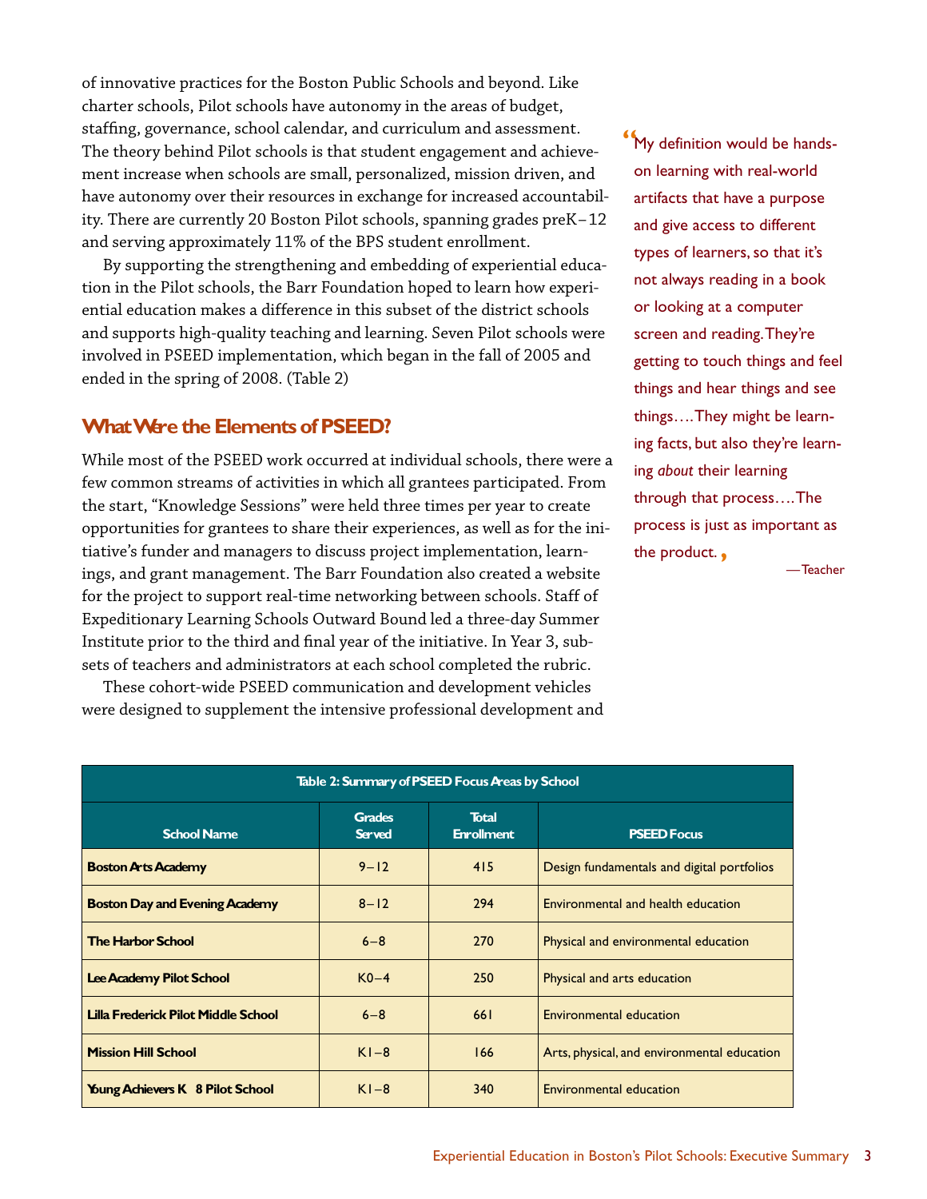of innovative practices for the Boston Public Schools and beyond. Like charter schools, Pilot schools have autonomy in the areas of budget, staffing, governance, school calendar, and curriculum and assessment. The theory behind Pilot schools is that student engagement and achievement increase when schools are small, personalized, mission driven, and have autonomy over their resources in exchange for increased accountability. There are currently 20 Boston Pilot schools, spanning grades preK–12 and serving approximately 11% of the BPS student enrollment.

By supporting the strengthening and embedding of experiential education in the Pilot schools, the Barr Foundation hoped to learn how experiential education makes a difference in this subset of the district schools and supports high-quality teaching and learning. Seven Pilot schools were involved in PSEED implementation, which began in the fall of 2005 and ended in the spring of 2008. (Table 2)

## What Were the Elements of PSEED?

While most of the PSEED work occurred at individual schools, there were a few common streams of activities in which all grantees participated. From the start, "Knowledge Sessions" were held three times per year to create opportunities for grantees to share their experiences, as well as for the initiative's funder and managers to discuss project implementation, learnings, and grant management. The Barr Foundation also created a website for the project to support real-time networking between schools. Staff of Expeditionary Learning Schools Outward Bound led a three-day Summer Institute prior to the third and final year of the initiative. In Year 3, subsets of teachers and administrators at each school completed the rubric.

These cohort-wide PSEED communication and development vehicles were designed to supplement the intensive professional development and

> "My definition would be hands-on learning with real-world artifacts that have a purpose and give access to different types of learners, so that it's not always reading in a book or looking at a computer screen and reading. They're getting to touch things and feel things and hear things and see things.... They might be learning facts, but also they're learning *about* their learning through that process.... The process is just as important as the product."
>
> —Teacher

**Table 2: Summary of PSEED Focus Areas by School**

| School Name | Grades Served | Total Enrollment | PSEED Focus |
|---|---|---|---|
| **Boston Arts Academy** | 9–12 | 415 | Design fundamentals and digital portfolios |
| **Boston Day and Evening Academy** | 8–12 | 294 | Environmental and health education |
| **The Harbor School** | 6–8 | 270 | Physical and environmental education |
| **Lee Academy Pilot School** | K0–4 | 250 | Physical and arts education |
| **Lilla Frederick Pilot Middle School** | 6–8 | 661 | Environmental education |
| **Mission Hill School** | K1–8 | 166 | Arts, physical, and environmental education |
| **Young Achievers K–8 Pilot School** | K1–8 | 340 | Environmental education |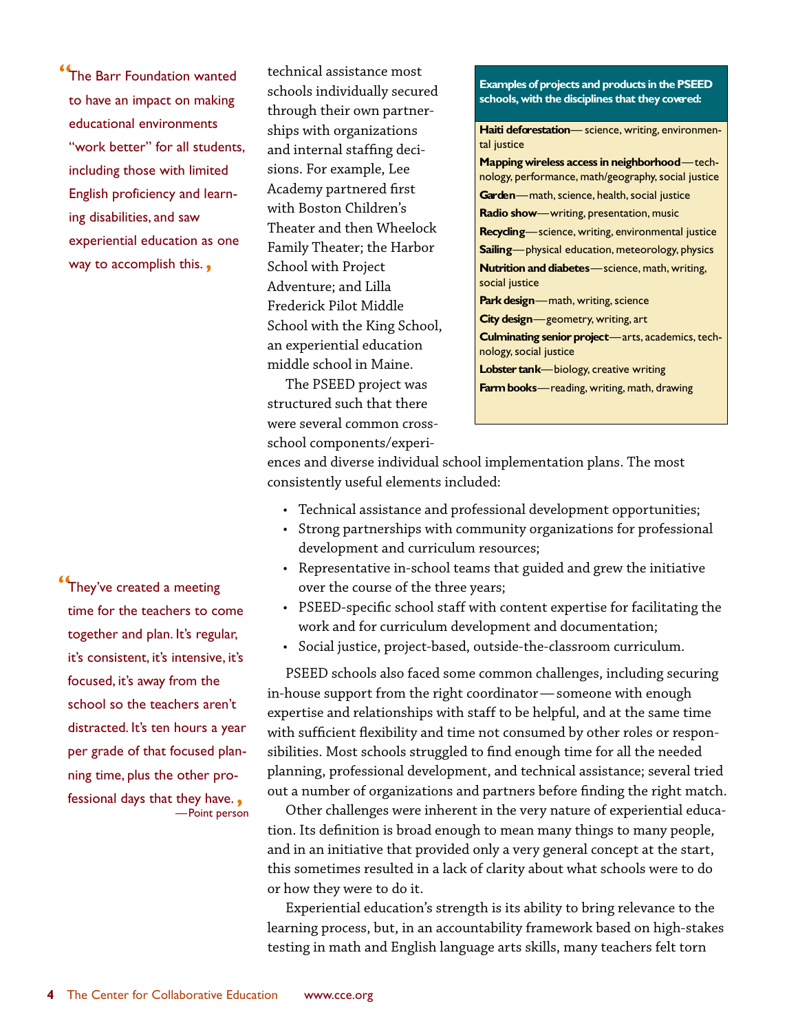> "The Barr Foundation wanted to have an impact on making educational environments "work better" for all students, including those with limited English proficiency and learning disabilities, and saw experiential education as one way to accomplish this."

technical assistance most schools individually secured through their own partnerships with organizations and internal staffing decisions. For example, Lee Academy partnered first with Boston Children's Theater and then Wheelock Family Theater; the Harbor School with Project Adventure; and Lilla Frederick Pilot Middle School with the King School, an experiential education middle school in Maine.

**Examples of projects and products in the PSEED schools, with the disciplines that they covered:**

- **Haiti deforestation**— science, writing, environmental justice
- **Mapping wireless access in neighborhood**—technology, performance, math/geography, social justice
- **Garden**—math, science, health, social justice
- **Radio show**—writing, presentation, music
- **Recycling**—science, writing, environmental justice
- **Sailing**—physical education, meteorology, physics
- **Nutrition and diabetes**—science, math, writing, social justice
- **Park design**—math, writing, science
- **City design**—geometry, writing, art
- **Culminating senior project**—arts, academics, technology, social justice
- **Lobster tank**—biology, creative writing
- **Farm books**—reading, writing, math, drawing

The PSEED project was structured such that there were several common cross-school components/experiences and diverse individual school implementation plans. The most consistently useful elements included:

- Technical assistance and professional development opportunities;
- Strong partnerships with community organizations for professional development and curriculum resources;
- Representative in-school teams that guided and grew the initiative over the course of the three years;
- PSEED-specific school staff with content expertise for facilitating the work and for curriculum development and documentation;
- Social justice, project-based, outside-the-classroom curriculum.

PSEED schools also faced some common challenges, including securing in-house support from the right coordinator—someone with enough expertise and relationships with staff to be helpful, and at the same time with sufficient flexibility and time not consumed by other roles or responsibilities. Most schools struggled to find enough time for all the needed planning, professional development, and technical assistance; several tried out a number of organizations and partners before finding the right match.

Other challenges were inherent in the very nature of experiential education. Its definition is broad enough to mean many things to many people, and in an initiative that provided only a very general concept at the start, this sometimes resulted in a lack of clarity about what schools were to do or how they were to do it.

Experiential education's strength is its ability to bring relevance to the learning process, but, in an accountability framework based on high-stakes testing in math and English language arts skills, many teachers felt torn

> "They've created a meeting time for the teachers to come together and plan. It's regular, it's consistent, it's intensive, it's focused, it's away from the school so the teachers aren't distracted. It's ten hours a year per grade of that focused planning time, plus the other professional days that they have."
>
> —Point person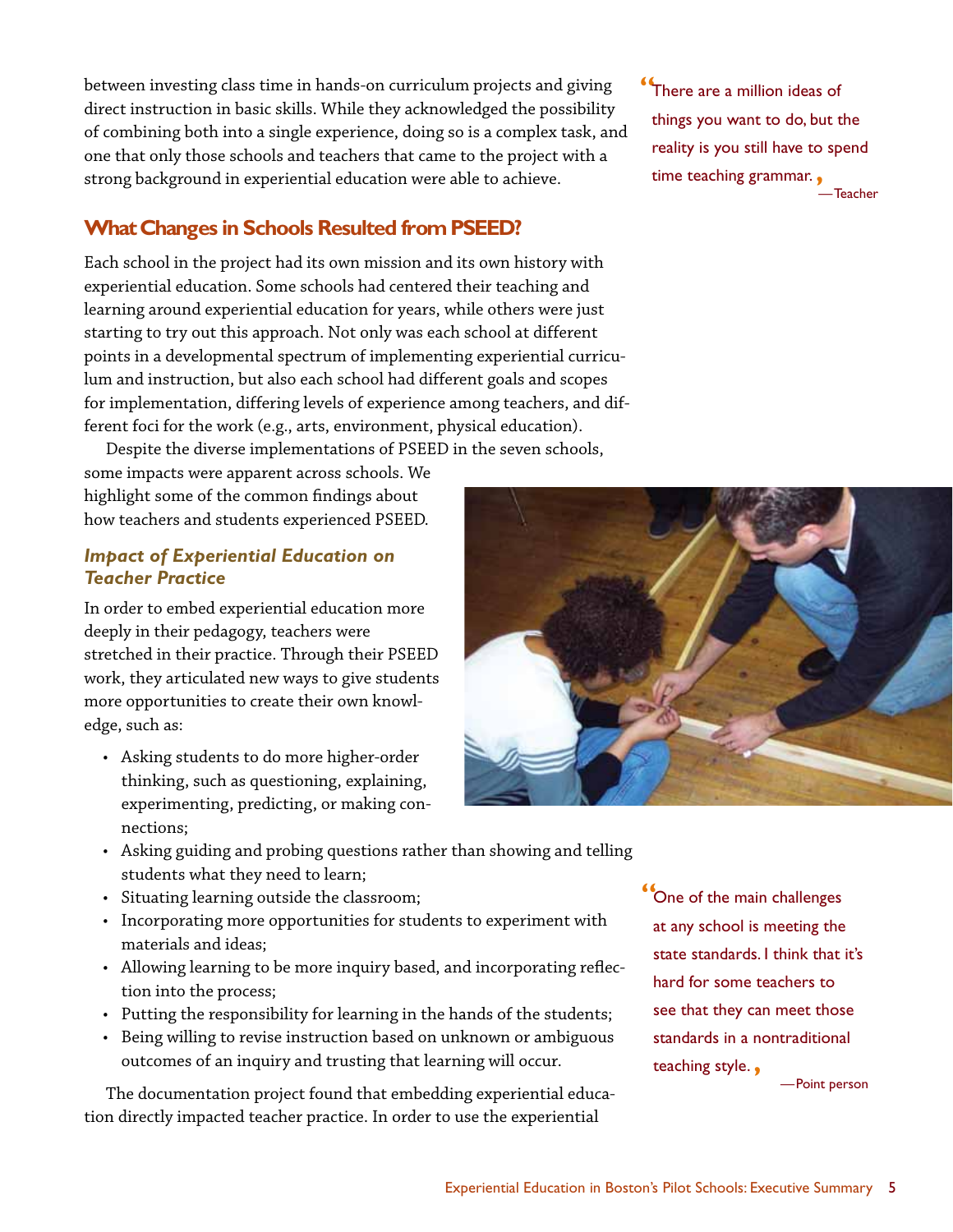between investing class time in hands-on curriculum projects and giving direct instruction in basic skills. While they acknowledged the possibility of combining both into a single experience, doing so is a complex task, and one that only those schools and teachers that came to the project with a strong background in experiential education were able to achieve.

> "There are a million ideas of things you want to do, but the reality is you still have to spend time teaching grammar."
> —Teacher

## What Changes in Schools Resulted from PSEED?

Each school in the project had its own mission and its own history with experiential education. Some schools had centered their teaching and learning around experiential education for years, while others were just starting to try out this approach. Not only was each school at different points in a developmental spectrum of implementing experiential curriculum and instruction, but also each school had different goals and scopes for implementation, differing levels of experience among teachers, and different foci for the work (e.g., arts, environment, physical education).

Despite the diverse implementations of PSEED in the seven schools, some impacts were apparent across schools. We highlight some of the common findings about how teachers and students experienced PSEED.

### *Impact of Experiential Education on Teacher Practice*

In order to embed experiential education more deeply in their pedagogy, teachers were stretched in their practice. Through their PSEED work, they articulated new ways to give students more opportunities to create their own knowledge, such as:

- Asking students to do more higher-order thinking, such as questioning, explaining, experimenting, predicting, or making connections;
- Asking guiding and probing questions rather than showing and telling students what they need to learn;
- Situating learning outside the classroom;
- Incorporating more opportunities for students to experiment with materials and ideas;
- Allowing learning to be more inquiry based, and incorporating reflection into the process;
- Putting the responsibility for learning in the hands of the students;
- Being willing to revise instruction based on unknown or ambiguous outcomes of an inquiry and trusting that learning will occur.

> "One of the main challenges at any school is meeting the state standards. I think that it's hard for some teachers to see that they can meet those standards in a nontraditional teaching style."
> —Point person

The documentation project found that embedding experiential education directly impacted teacher practice. In order to use the experiential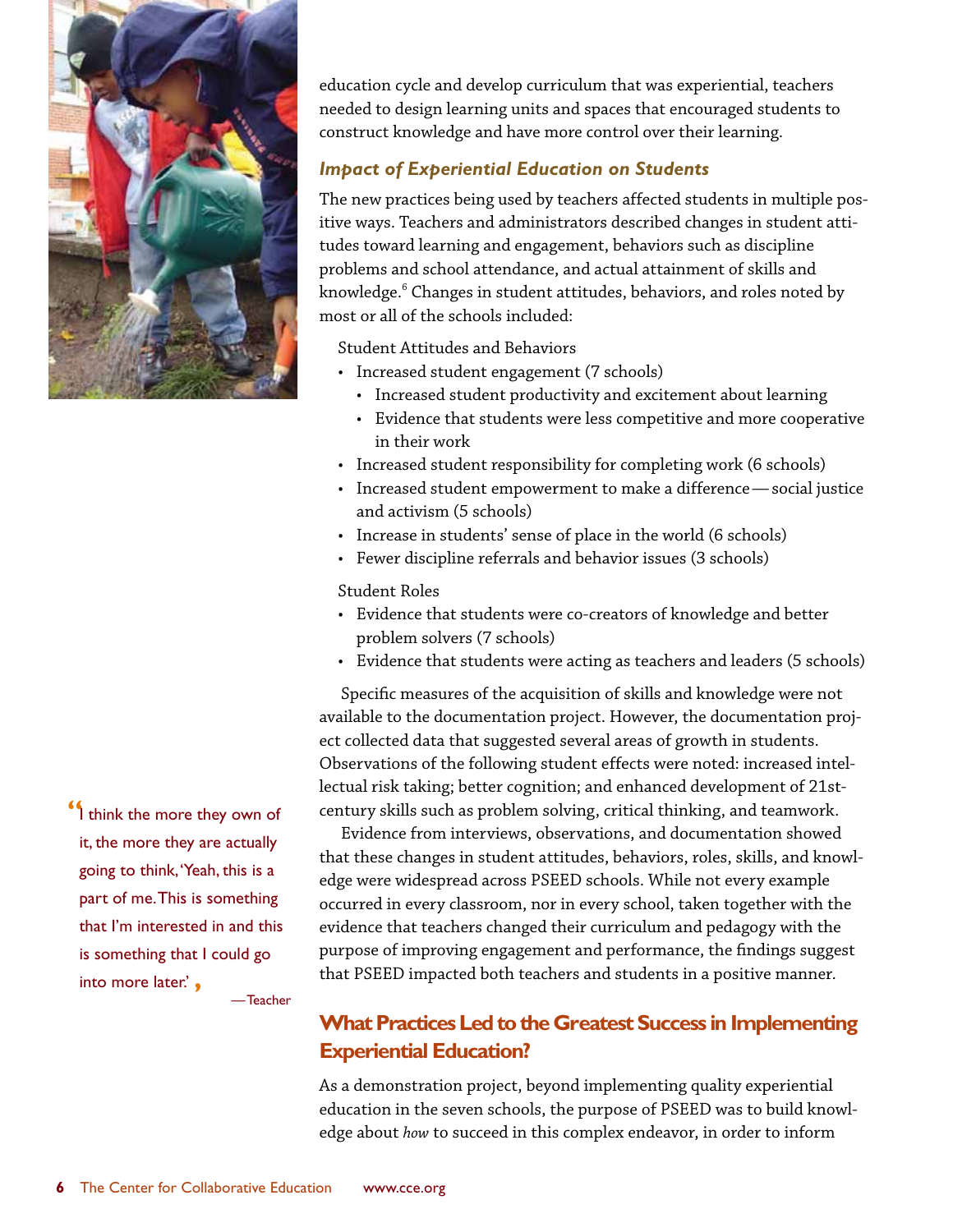education cycle and develop curriculum that was experiential, teachers needed to design learning units and spaces that encouraged students to construct knowledge and have more control over their learning.

### *Impact of Experiential Education on Students*

The new practices being used by teachers affected students in multiple positive ways. Teachers and administrators described changes in student attitudes toward learning and engagement, behaviors such as discipline problems and school attendance, and actual attainment of skills and knowledge.[6] Changes in student attitudes, behaviors, and roles noted by most or all of the schools included:

Student Attitudes and Behaviors

- Increased student engagement (7 schools)
  - Increased student productivity and excitement about learning
  - Evidence that students were less competitive and more cooperative in their work
- Increased student responsibility for completing work (6 schools)
- Increased student empowerment to make a difference — social justice and activism (5 schools)
- Increase in students' sense of place in the world (6 schools)
- Fewer discipline referrals and behavior issues (3 schools)

Student Roles

- Evidence that students were co-creators of knowledge and better problem solvers (7 schools)
- Evidence that students were acting as teachers and leaders (5 schools)

Specific measures of the acquisition of skills and knowledge were not available to the documentation project. However, the documentation project collected data that suggested several areas of growth in students. Observations of the following student effects were noted: increased intellectual risk taking; better cognition; and enhanced development of 21st-century skills such as problem solving, critical thinking, and teamwork.

Evidence from interviews, observations, and documentation showed that these changes in student attitudes, behaviors, roles, skills, and knowledge were widespread across PSEED schools. While not every example occurred in every classroom, nor in every school, taken together with the evidence that teachers changed their curriculum and pedagogy with the purpose of improving engagement and performance, the findings suggest that PSEED impacted both teachers and students in a positive manner.

> "I think the more they own of it, the more they are actually going to think, 'Yeah, this is a part of me. This is something that I'm interested in and this is something that I could go into more later.'"
>
> —Teacher

## What Practices Led to the Greatest Success in Implementing Experiential Education?

As a demonstration project, beyond implementing quality experiential education in the seven schools, the purpose of PSEED was to build knowledge about *how* to succeed in this complex endeavor, in order to inform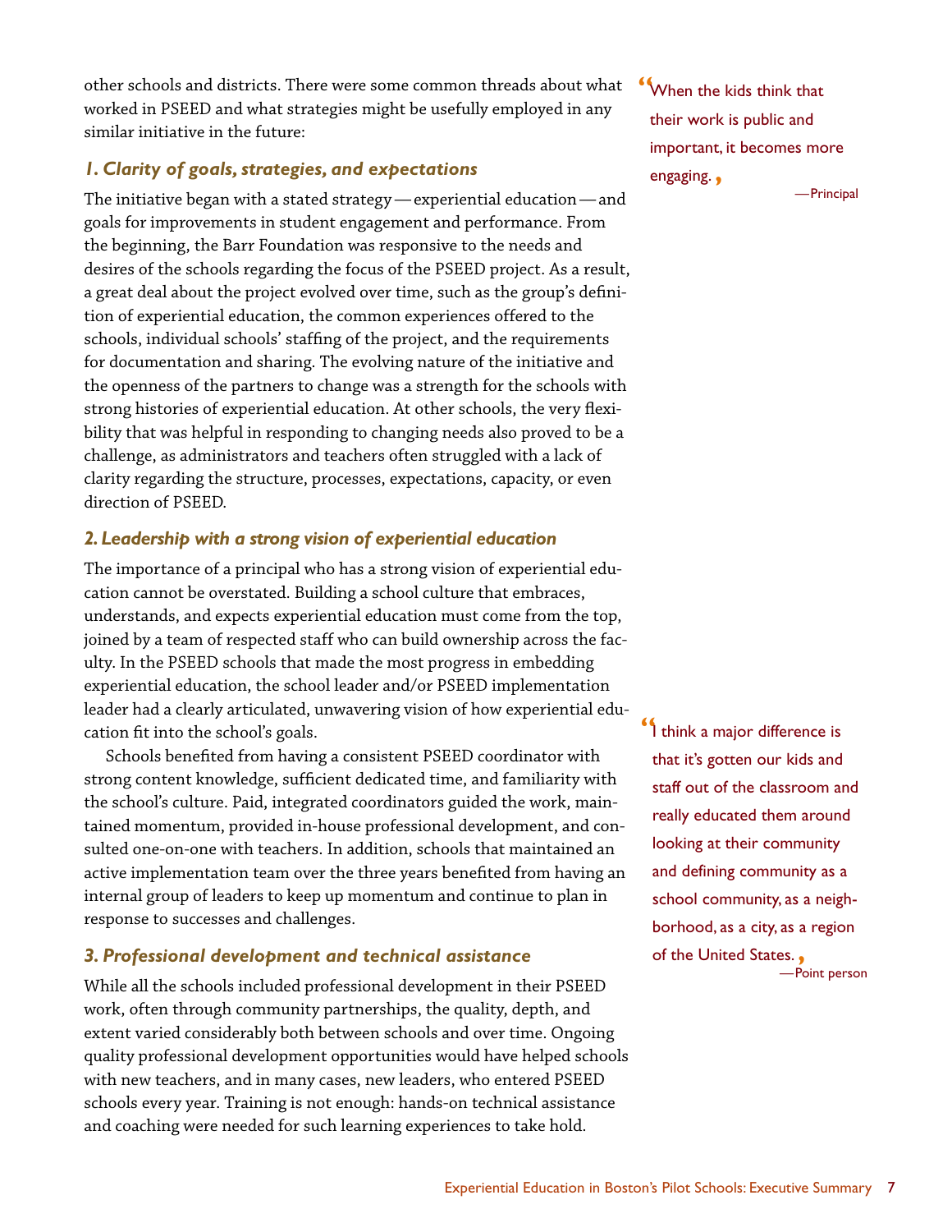other schools and districts. There were some common threads about what worked in PSEED and what strategies might be usefully employed in any similar initiative in the future:

> "When the kids think that their work is public and important, it becomes more engaging."
> —Principal

### *1. Clarity of goals, strategies, and expectations*

The initiative began with a stated strategy — experiential education — and goals for improvements in student engagement and performance. From the beginning, the Barr Foundation was responsive to the needs and desires of the schools regarding the focus of the PSEED project. As a result, a great deal about the project evolved over time, such as the group's definition of experiential education, the common experiences offered to the schools, individual schools' staffing of the project, and the requirements for documentation and sharing. The evolving nature of the initiative and the openness of the partners to change was a strength for the schools with strong histories of experiential education. At other schools, the very flexibility that was helpful in responding to changing needs also proved to be a challenge, as administrators and teachers often struggled with a lack of clarity regarding the structure, processes, expectations, capacity, or even direction of PSEED.

### *2. Leadership with a strong vision of experiential education*

The importance of a principal who has a strong vision of experiential education cannot be overstated. Building a school culture that embraces, understands, and expects experiential education must come from the top, joined by a team of respected staff who can build ownership across the faculty. In the PSEED schools that made the most progress in embedding experiential education, the school leader and/or PSEED implementation leader had a clearly articulated, unwavering vision of how experiential education fit into the school's goals.

Schools benefited from having a consistent PSEED coordinator with strong content knowledge, sufficient dedicated time, and familiarity with the school's culture. Paid, integrated coordinators guided the work, maintained momentum, provided in-house professional development, and consulted one-on-one with teachers. In addition, schools that maintained an active implementation team over the three years benefited from having an internal group of leaders to keep up momentum and continue to plan in response to successes and challenges.

> "I think a major difference is that it's gotten our kids and staff out of the classroom and really educated them around looking at their community and defining community as a school community, as a neighborhood, as a city, as a region of the United States."
> —Point person

### *3. Professional development and technical assistance*

While all the schools included professional development in their PSEED work, often through community partnerships, the quality, depth, and extent varied considerably both between schools and over time. Ongoing quality professional development opportunities would have helped schools with new teachers, and in many cases, new leaders, who entered PSEED schools every year. Training is not enough: hands-on technical assistance and coaching were needed for such learning experiences to take hold.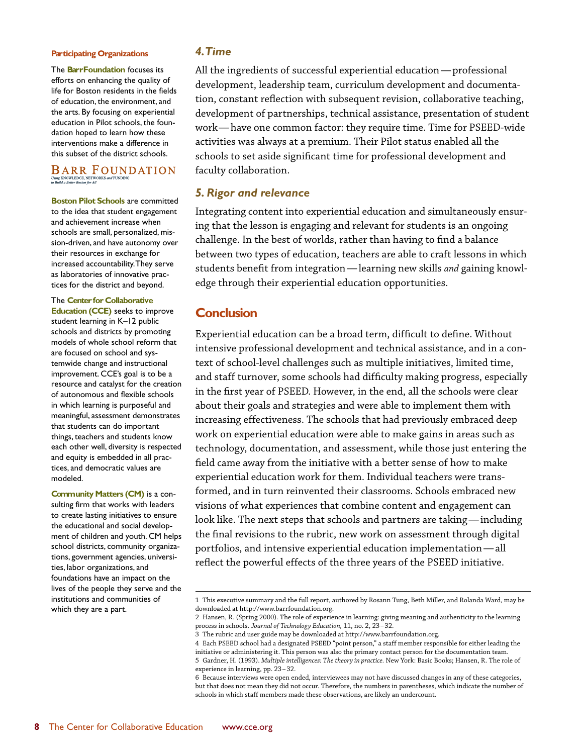### Participating Organizations

The **Barr Foundation** focuses its efforts on enhancing the quality of life for Boston residents in the fields of education, the environment, and the arts. By focusing on experiential education in Pilot schools, the foundation hoped to learn how these interventions make a difference in this subset of the district schools.

BARR FOUNDATION
Using KNOWLEDGE, NETWORKS and FUNDING to Build a Better Boston for All

**Boston Pilot Schools** are committed to the idea that student engagement and achievement increase when schools are small, personalized, mission-driven, and have autonomy over their resources in exchange for increased accountability. They serve as laboratories of innovative practices for the district and beyond.

The **Center for Collaborative Education (CCE)** seeks to improve student learning in K–12 public schools and districts by promoting models of whole school reform that are focused on school and systemwide change and instructional improvement. CCE's goal is to be a resource and catalyst for the creation of autonomous and flexible schools in which learning is purposeful and meaningful, assessment demonstrates that students can do important things, teachers and students know each other well, diversity is respected and equity is embedded in all practices, and democratic values are modeled.

**Community Matters (CM)** is a consulting firm that works with leaders to create lasting initiatives to ensure the educational and social development of children and youth. CM helps school districts, community organizations, government agencies, universities, labor organizations, and foundations have an impact on the lives of the people they serve and the institutions and communities of which they are a part.

### *4. Time*

All the ingredients of successful experiential education — professional development, leadership team, curriculum development and documentation, constant reflection with subsequent revision, collaborative teaching, development of partnerships, technical assistance, presentation of student work — have one common factor: they require time. Time for PSEED-wide activities was always at a premium. Their Pilot status enabled all the schools to set aside significant time for professional development and faculty collaboration.

### *5. Rigor and relevance*

Integrating content into experiential education and simultaneously ensuring that the lesson is engaging and relevant for students is an ongoing challenge. In the best of worlds, rather than having to find a balance between two types of education, teachers are able to craft lessons in which students benefit from integration — learning new skills *and* gaining knowledge through their experiential education opportunities.

## Conclusion

Experiential education can be a broad term, difficult to define. Without intensive professional development and technical assistance, and in a context of school-level challenges such as multiple initiatives, limited time, and staff turnover, some schools had difficulty making progress, especially in the first year of PSEED. However, in the end, all the schools were clear about their goals and strategies and were able to implement them with increasing effectiveness. The schools that had previously embraced deep work on experiential education were able to make gains in areas such as technology, documentation, and assessment, while those just entering the field came away from the initiative with a better sense of how to make experiential education work for them. Individual teachers were transformed, and in turn reinvented their classrooms. Schools embraced new visions of what experiences that combine content and engagement can look like. The next steps that schools and partners are taking — including the final revisions to the rubric, new work on assessment through digital portfolios, and intensive experiential education implementation — all reflect the powerful effects of the three years of the PSEED initiative.

---

1 This executive summary and the full report, authored by Rosann Tung, Beth Miller, and Rolanda Ward, may be downloaded at http://www.barrfoundation.org.

2 Hansen, R. (Spring 2000). The role of experience in learning: giving meaning and authenticity to the learning process in schools. *Journal of Technology Education,* 11, no. 2, 23–32.

3 The rubric and user guide may be downloaded at http://www.barrfoundation.org.

4 Each PSEED school had a designated PSEED "point person," a staff member responsible for either leading the initiative or administering it. This person was also the primary contact person for the documentation team.

5 Gardner, H. (1993). *Multiple intelligences: The theory in practice.* New York: Basic Books; Hansen, R. The role of experience in learning, pp. 23–32.

6 Because interviews were open ended, interviewees may not have discussed changes in any of these categories, but that does not mean they did not occur. Therefore, the numbers in parentheses, which indicate the number of schools in which staff members made these observations, are likely an undercount.